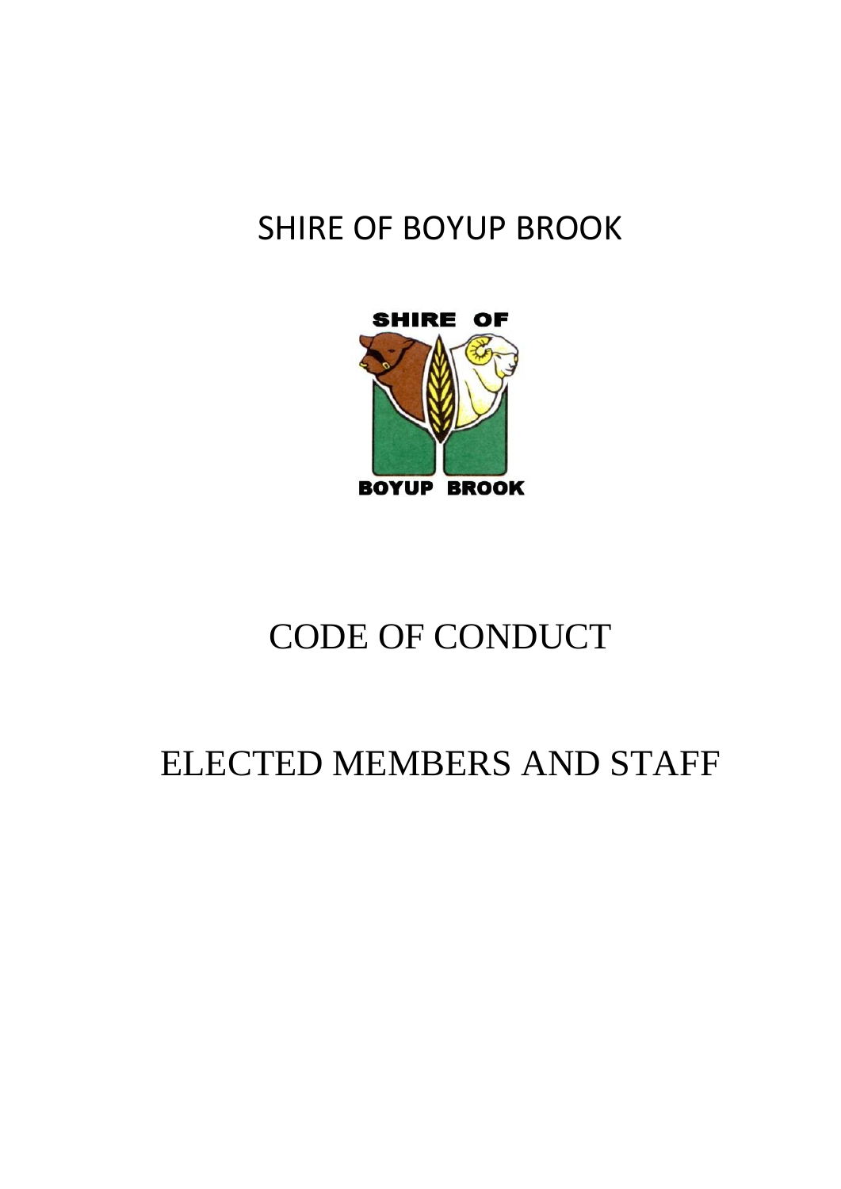# SHIRE OF BOYUP BROOK

# CODE OF CONDUCT

# ELECTED MEMBERS AND STAFF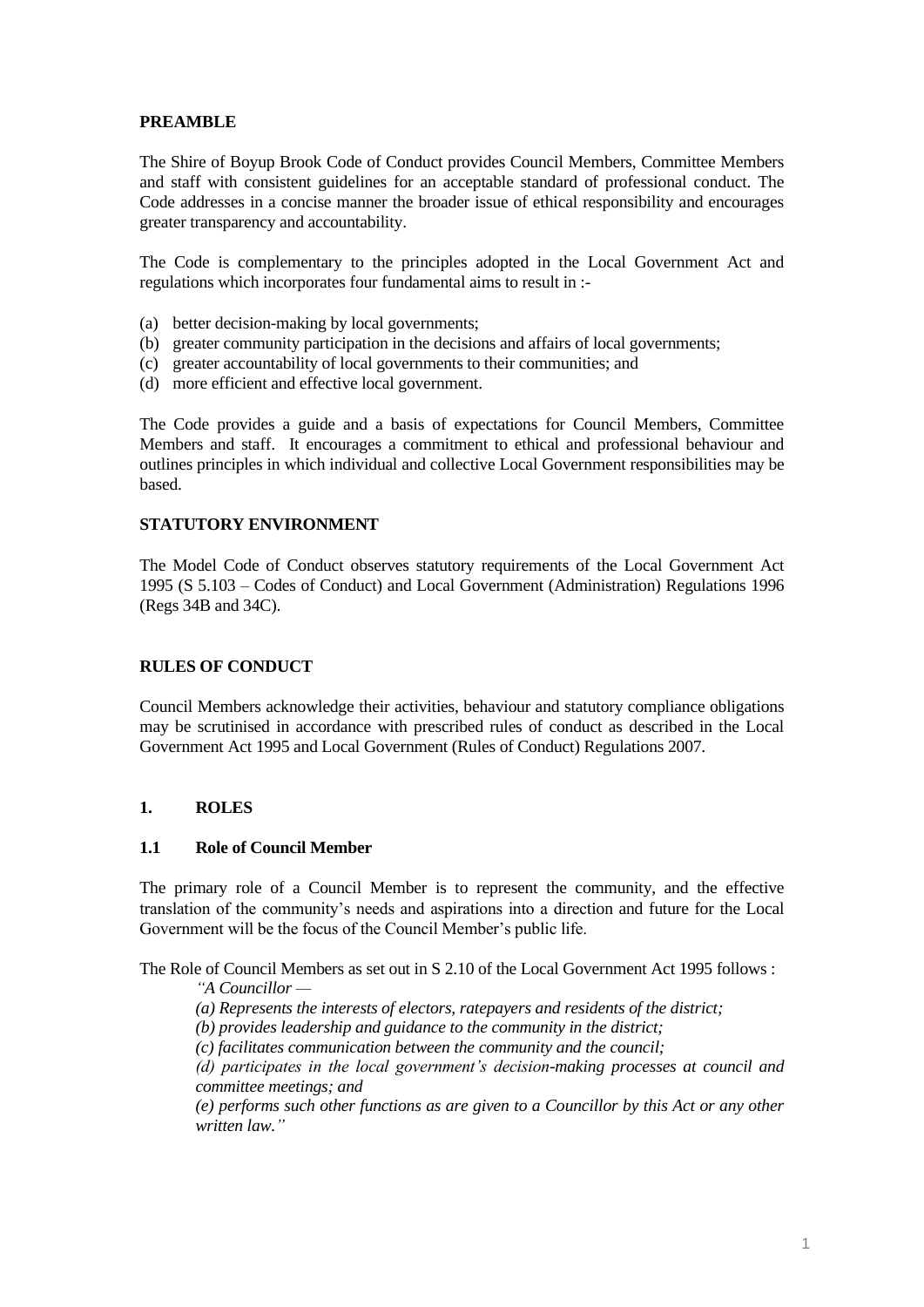## PREAMBLE

The Shire of Boyup Brook Code of Conduct provides Council Members, Committee Members and staff with consistent guidelines for an acceptable standard of professional conduct. The Code addresses in a concise manner the broader issue of ethical responsibility and encourages greater transparency and accountability.

The Code is complementary to the principles adopted in the Local Government Act and regulations which incorporates four fundamental aims to result in :-

(a) better decision-making by local governments;
(b) greater community participation in the decisions and affairs of local governments;
(c) greater accountability of local governments to their communities; and
(d) more efficient and effective local government.

The Code provides a guide and a basis of expectations for Council Members, Committee Members and staff. It encourages a commitment to ethical and professional behaviour and outlines principles in which individual and collective Local Government responsibilities may be based.

## STATUTORY ENVIRONMENT

The Model Code of Conduct observes statutory requirements of the Local Government Act 1995 (S 5.103 – Codes of Conduct) and Local Government (Administration) Regulations 1996 (Regs 34B and 34C).

## RULES OF CONDUCT

Council Members acknowledge their activities, behaviour and statutory compliance obligations may be scrutinised in accordance with prescribed rules of conduct as described in the Local Government Act 1995 and Local Government (Rules of Conduct) Regulations 2007.

## 1. ROLES

### 1.1 Role of Council Member

The primary role of a Council Member is to represent the community, and the effective translation of the community's needs and aspirations into a direction and future for the Local Government will be the focus of the Council Member's public life.

The Role of Council Members as set out in S 2.10 of the Local Government Act 1995 follows :

> *"A Councillor —*
>
> *(a) Represents the interests of electors, ratepayers and residents of the district;*
>
> *(b) provides leadership and guidance to the community in the district;*
>
> *(c) facilitates communication between the community and the council;*
>
> *(d) participates in the local government's decision-making processes at council and committee meetings; and*
>
> *(e) performs such other functions as are given to a Councillor by this Act or any other written law."*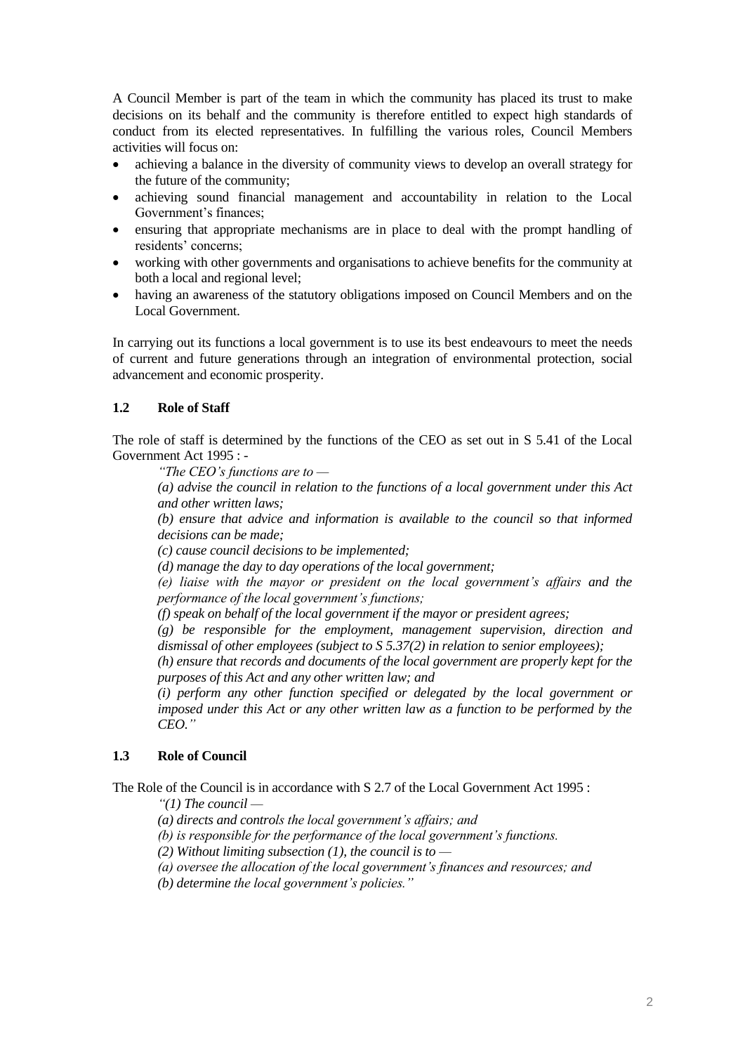A Council Member is part of the team in which the community has placed its trust to make decisions on its behalf and the community is therefore entitled to expect high standards of conduct from its elected representatives. In fulfilling the various roles, Council Members activities will focus on:

- achieving a balance in the diversity of community views to develop an overall strategy for the future of the community;
- achieving sound financial management and accountability in relation to the Local Government's finances;
- ensuring that appropriate mechanisms are in place to deal with the prompt handling of residents' concerns;
- working with other governments and organisations to achieve benefits for the community at both a local and regional level;
- having an awareness of the statutory obligations imposed on Council Members and on the Local Government.

In carrying out its functions a local government is to use its best endeavours to meet the needs of current and future generations through an integration of environmental protection, social advancement and economic prosperity.

### 1.2 Role of Staff

The role of staff is determined by the functions of the CEO as set out in S 5.41 of the Local Government Act 1995 : -

> *"The CEO's functions are to —*
>
> *(a) advise the council in relation to the functions of a local government under this Act and other written laws;*
>
> *(b) ensure that advice and information is available to the council so that informed decisions can be made;*
>
> *(c) cause council decisions to be implemented;*
>
> *(d) manage the day to day operations of the local government;*
>
> *(e) liaise with the mayor or president on the local government's affairs and the performance of the local government's functions;*
>
> *(f) speak on behalf of the local government if the mayor or president agrees;*
>
> *(g) be responsible for the employment, management supervision, direction and dismissal of other employees (subject to S 5.37(2) in relation to senior employees);*
>
> *(h) ensure that records and documents of the local government are properly kept for the purposes of this Act and any other written law; and*
>
> *(i) perform any other function specified or delegated by the local government or imposed under this Act or any other written law as a function to be performed by the CEO."*

### 1.3 Role of Council

The Role of the Council is in accordance with S 2.7 of the Local Government Act 1995 :

> *"(1) The council —*
>
> *(a) directs and controls the local government's affairs; and*
>
> *(b) is responsible for the performance of the local government's functions.*
>
> *(2) Without limiting subsection (1), the council is to —*
>
> *(a) oversee the allocation of the local government's finances and resources; and*
>
> *(b) determine the local government's policies."*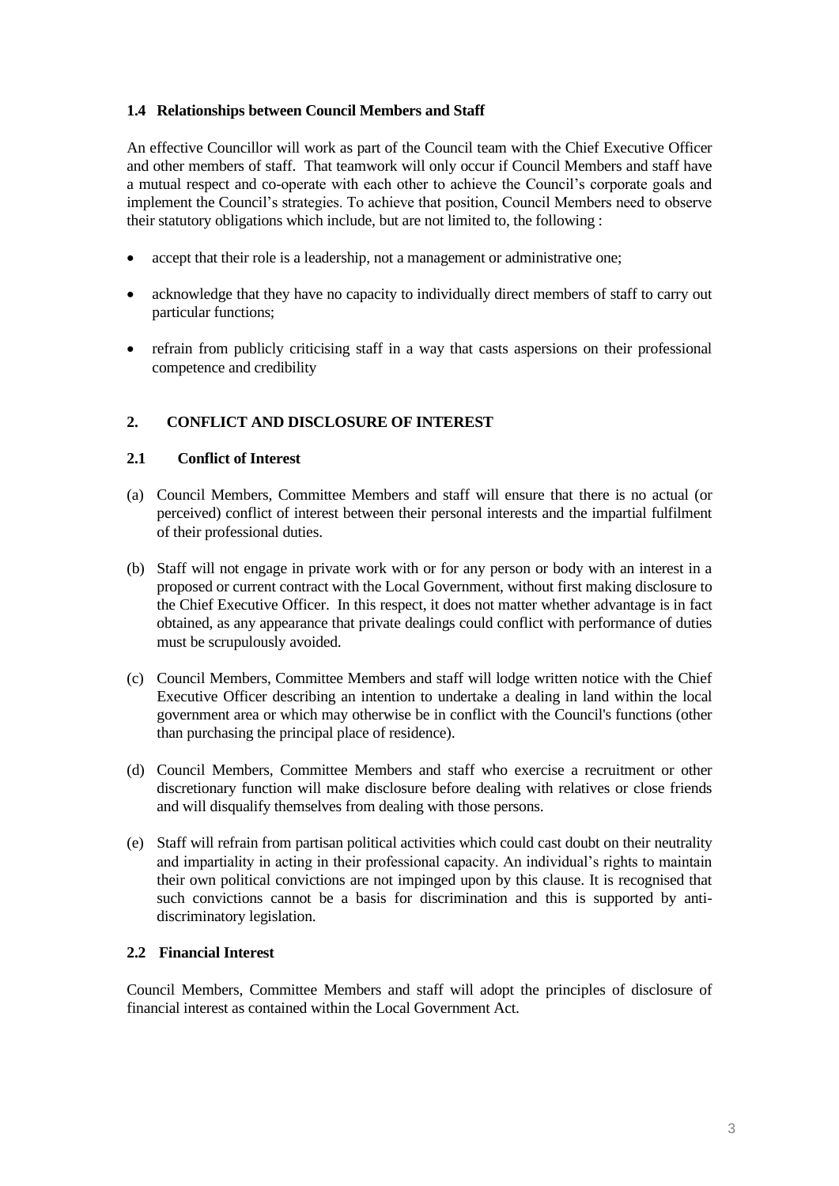### 1.4 Relationships between Council Members and Staff

An effective Councillor will work as part of the Council team with the Chief Executive Officer and other members of staff. That teamwork will only occur if Council Members and staff have a mutual respect and co-operate with each other to achieve the Council's corporate goals and implement the Council's strategies. To achieve that position, Council Members need to observe their statutory obligations which include, but are not limited to, the following :

- accept that their role is a leadership, not a management or administrative one;
- acknowledge that they have no capacity to individually direct members of staff to carry out particular functions;
- refrain from publicly criticising staff in a way that casts aspersions on their professional competence and credibility

## 2. CONFLICT AND DISCLOSURE OF INTEREST

### 2.1 Conflict of Interest

(a) Council Members, Committee Members and staff will ensure that there is no actual (or perceived) conflict of interest between their personal interests and the impartial fulfilment of their professional duties.

(b) Staff will not engage in private work with or for any person or body with an interest in a proposed or current contract with the Local Government, without first making disclosure to the Chief Executive Officer. In this respect, it does not matter whether advantage is in fact obtained, as any appearance that private dealings could conflict with performance of duties must be scrupulously avoided.

(c) Council Members, Committee Members and staff will lodge written notice with the Chief Executive Officer describing an intention to undertake a dealing in land within the local government area or which may otherwise be in conflict with the Council's functions (other than purchasing the principal place of residence).

(d) Council Members, Committee Members and staff who exercise a recruitment or other discretionary function will make disclosure before dealing with relatives or close friends and will disqualify themselves from dealing with those persons.

(e) Staff will refrain from partisan political activities which could cast doubt on their neutrality and impartiality in acting in their professional capacity. An individual's rights to maintain their own political convictions are not impinged upon by this clause. It is recognised that such convictions cannot be a basis for discrimination and this is supported by anti-discriminatory legislation.

### 2.2 Financial Interest

Council Members, Committee Members and staff will adopt the principles of disclosure of financial interest as contained within the Local Government Act.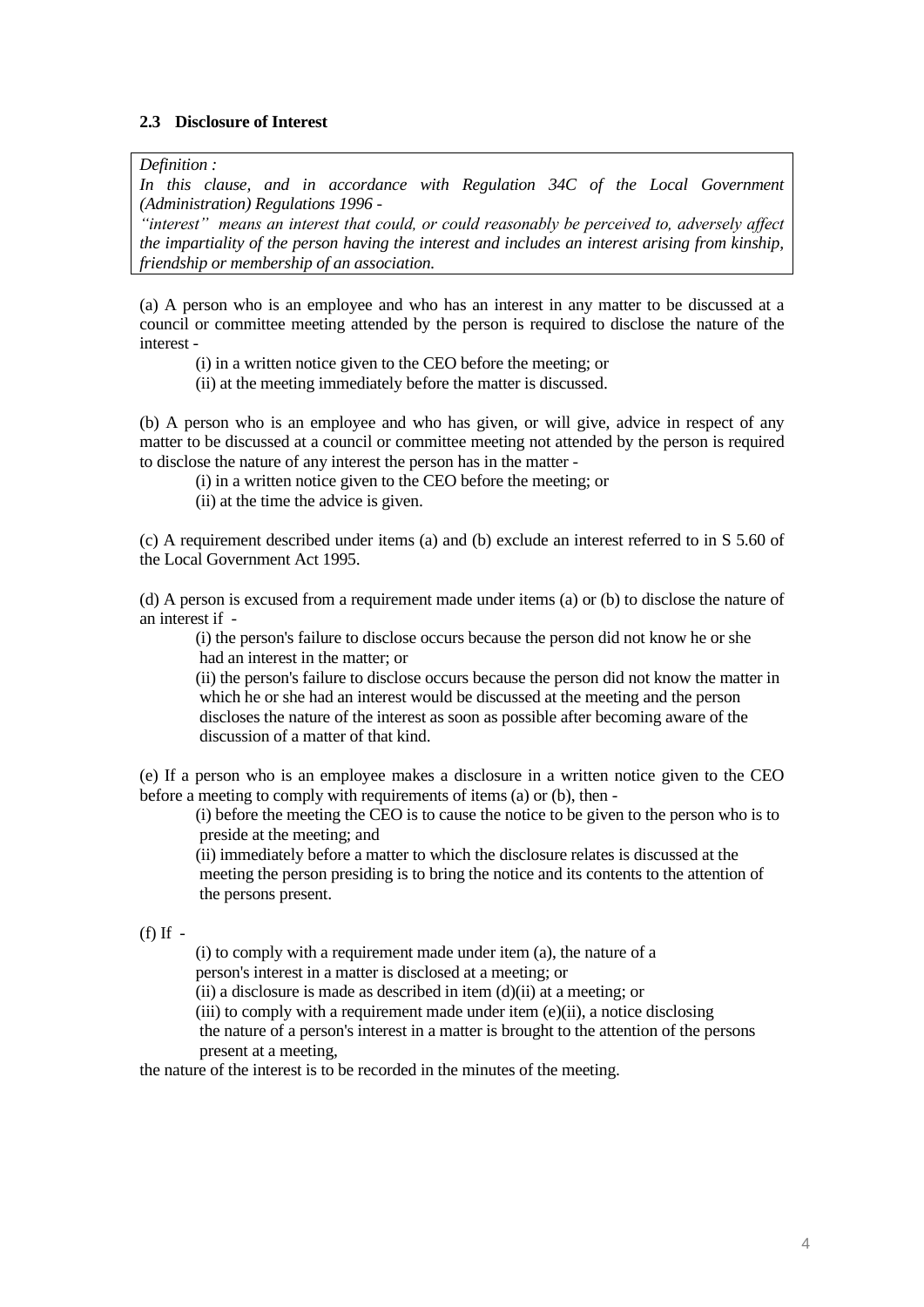### 2.3 Disclosure of Interest

*Definition :*
*In this clause, and in accordance with Regulation 34C of the Local Government (Administration) Regulations 1996 -*
*"interest" means an interest that could, or could reasonably be perceived to, adversely affect the impartiality of the person having the interest and includes an interest arising from kinship, friendship or membership of an association.*

(a) A person who is an employee and who has an interest in any matter to be discussed at a council or committee meeting attended by the person is required to disclose the nature of the interest -

(i) in a written notice given to the CEO before the meeting; or
(ii) at the meeting immediately before the matter is discussed.

(b) A person who is an employee and who has given, or will give, advice in respect of any matter to be discussed at a council or committee meeting not attended by the person is required to disclose the nature of any interest the person has in the matter -

(i) in a written notice given to the CEO before the meeting; or
(ii) at the time the advice is given.

(c) A requirement described under items (a) and (b) exclude an interest referred to in S 5.60 of the Local Government Act 1995.

(d) A person is excused from a requirement made under items (a) or (b) to disclose the nature of an interest if -

(i) the person's failure to disclose occurs because the person did not know he or she had an interest in the matter; or
(ii) the person's failure to disclose occurs because the person did not know the matter in which he or she had an interest would be discussed at the meeting and the person discloses the nature of the interest as soon as possible after becoming aware of the discussion of a matter of that kind.

(e) If a person who is an employee makes a disclosure in a written notice given to the CEO before a meeting to comply with requirements of items (a) or (b), then -

(i) before the meeting the CEO is to cause the notice to be given to the person who is to preside at the meeting; and
(ii) immediately before a matter to which the disclosure relates is discussed at the meeting the person presiding is to bring the notice and its contents to the attention of the persons present.

(f) If -

(i) to comply with a requirement made under item (a), the nature of a person's interest in a matter is disclosed at a meeting; or
(ii) a disclosure is made as described in item (d)(ii) at a meeting; or
(iii) to comply with a requirement made under item (e)(ii), a notice disclosing the nature of a person's interest in a matter is brought to the attention of the persons present at a meeting,

the nature of the interest is to be recorded in the minutes of the meeting.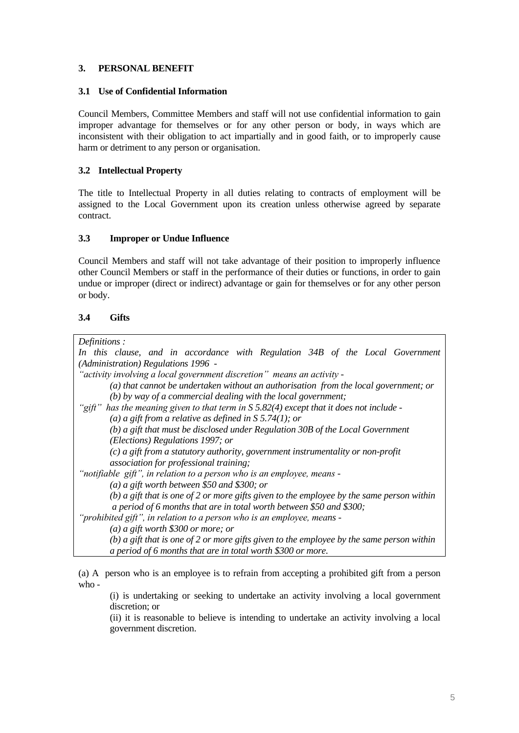## 3. PERSONAL BENEFIT

### 3.1 Use of Confidential Information

Council Members, Committee Members and staff will not use confidential information to gain improper advantage for themselves or for any other person or body, in ways which are inconsistent with their obligation to act impartially and in good faith, or to improperly cause harm or detriment to any person or organisation.

### 3.2 Intellectual Property

The title to Intellectual Property in all duties relating to contracts of employment will be assigned to the Local Government upon its creation unless otherwise agreed by separate contract.

### 3.3 Improper or Undue Influence

Council Members and staff will not take advantage of their position to improperly influence other Council Members or staff in the performance of their duties or functions, in order to gain undue or improper (direct or indirect) advantage or gain for themselves or for any other person or body.

### 3.4 Gifts

*Definitions :*

*In this clause, and in accordance with Regulation 34B of the Local Government (Administration) Regulations 1996 -*

*"activity involving a local government discretion" means an activity -*

> *(a) that cannot be undertaken without an authorisation from the local government; or*
>
> *(b) by way of a commercial dealing with the local government;*

*"gift" has the meaning given to that term in S 5.82(4) except that it does not include -*

> *(a) a gift from a relative as defined in S 5.74(1); or*
>
> *(b) a gift that must be disclosed under Regulation 30B of the Local Government (Elections) Regulations 1997; or*
>
> *(c) a gift from a statutory authority, government instrumentality or non-profit association for professional training;*

*"notifiable gift", in relation to a person who is an employee, means -*

> *(a) a gift worth between $50 and $300; or*
>
> *(b) a gift that is one of 2 or more gifts given to the employee by the same person within a period of 6 months that are in total worth between $50 and $300;*

*"prohibited gift", in relation to a person who is an employee, means -*

> *(a) a gift worth $300 or more; or*
>
> *(b) a gift that is one of 2 or more gifts given to the employee by the same person within a period of 6 months that are in total worth $300 or more.*

(a) A person who is an employee is to refrain from accepting a prohibited gift from a person who -

> (i) is undertaking or seeking to undertake an activity involving a local government discretion; or
>
> (ii) it is reasonable to believe is intending to undertake an activity involving a local government discretion.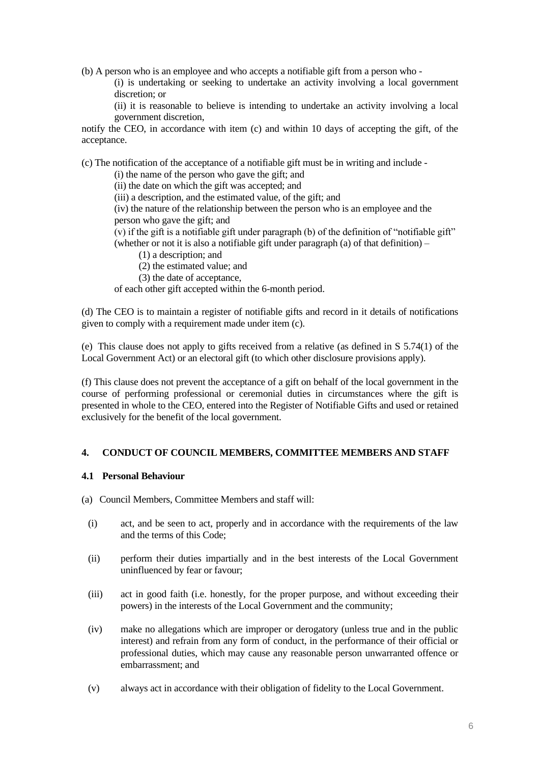(b) A person who is an employee and who accepts a notifiable gift from a person who -

(i) is undertaking or seeking to undertake an activity involving a local government discretion; or

(ii) it is reasonable to believe is intending to undertake an activity involving a local government discretion,

notify the CEO, in accordance with item (c) and within 10 days of accepting the gift, of the acceptance.

(c) The notification of the acceptance of a notifiable gift must be in writing and include -

(i) the name of the person who gave the gift; and

(ii) the date on which the gift was accepted; and

(iii) a description, and the estimated value, of the gift; and

(iv) the nature of the relationship between the person who is an employee and the person who gave the gift; and

(v) if the gift is a notifiable gift under paragraph (b) of the definition of "notifiable gift" (whether or not it is also a notifiable gift under paragraph (a) of that definition) –

(1) a description; and

(2) the estimated value; and

(3) the date of acceptance,

of each other gift accepted within the 6-month period.

(d) The CEO is to maintain a register of notifiable gifts and record in it details of notifications given to comply with a requirement made under item (c).

(e) This clause does not apply to gifts received from a relative (as defined in S 5.74(1) of the Local Government Act) or an electoral gift (to which other disclosure provisions apply).

(f) This clause does not prevent the acceptance of a gift on behalf of the local government in the course of performing professional or ceremonial duties in circumstances where the gift is presented in whole to the CEO, entered into the Register of Notifiable Gifts and used or retained exclusively for the benefit of the local government.

## 4. CONDUCT OF COUNCIL MEMBERS, COMMITTEE MEMBERS AND STAFF

### 4.1 Personal Behaviour

(a) Council Members, Committee Members and staff will:

(i) act, and be seen to act, properly and in accordance with the requirements of the law and the terms of this Code;

(ii) perform their duties impartially and in the best interests of the Local Government uninfluenced by fear or favour;

(iii) act in good faith (i.e. honestly, for the proper purpose, and without exceeding their powers) in the interests of the Local Government and the community;

(iv) make no allegations which are improper or derogatory (unless true and in the public interest) and refrain from any form of conduct, in the performance of their official or professional duties, which may cause any reasonable person unwarranted offence or embarrassment; and

(v) always act in accordance with their obligation of fidelity to the Local Government.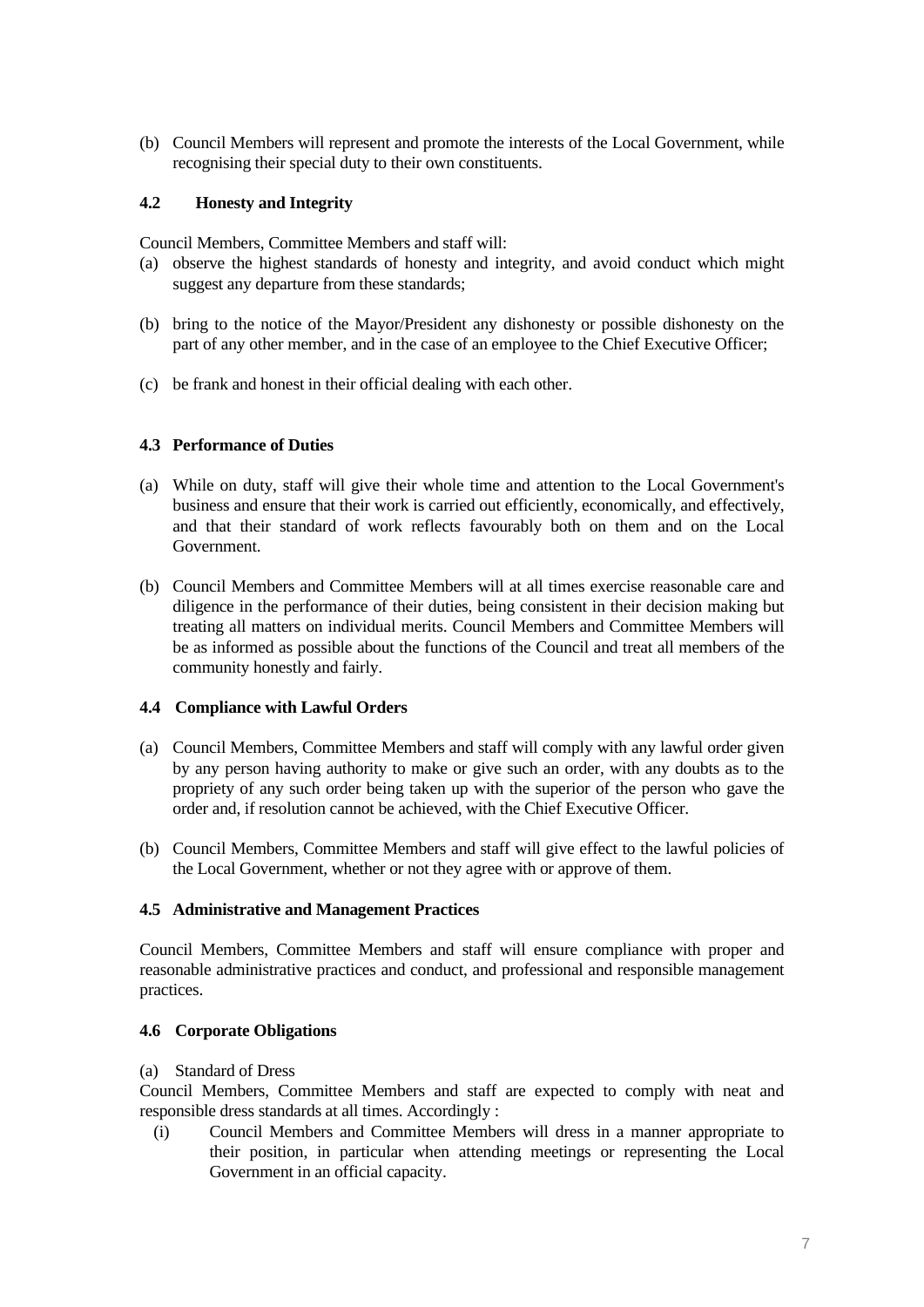(b) Council Members will represent and promote the interests of the Local Government, while recognising their special duty to their own constituents.

### 4.2 Honesty and Integrity

Council Members, Committee Members and staff will:

(a) observe the highest standards of honesty and integrity, and avoid conduct which might suggest any departure from these standards;

(b) bring to the notice of the Mayor/President any dishonesty or possible dishonesty on the part of any other member, and in the case of an employee to the Chief Executive Officer;

(c) be frank and honest in their official dealing with each other.

### 4.3 Performance of Duties

(a) While on duty, staff will give their whole time and attention to the Local Government's business and ensure that their work is carried out efficiently, economically, and effectively, and that their standard of work reflects favourably both on them and on the Local Government.

(b) Council Members and Committee Members will at all times exercise reasonable care and diligence in the performance of their duties, being consistent in their decision making but treating all matters on individual merits. Council Members and Committee Members will be as informed as possible about the functions of the Council and treat all members of the community honestly and fairly.

### 4.4 Compliance with Lawful Orders

(a) Council Members, Committee Members and staff will comply with any lawful order given by any person having authority to make or give such an order, with any doubts as to the propriety of any such order being taken up with the superior of the person who gave the order and, if resolution cannot be achieved, with the Chief Executive Officer.

(b) Council Members, Committee Members and staff will give effect to the lawful policies of the Local Government, whether or not they agree with or approve of them.

### 4.5 Administrative and Management Practices

Council Members, Committee Members and staff will ensure compliance with proper and reasonable administrative practices and conduct, and professional and responsible management practices.

### 4.6 Corporate Obligations

(a) Standard of Dress

Council Members, Committee Members and staff are expected to comply with neat and responsible dress standards at all times. Accordingly :

(i) Council Members and Committee Members will dress in a manner appropriate to their position, in particular when attending meetings or representing the Local Government in an official capacity.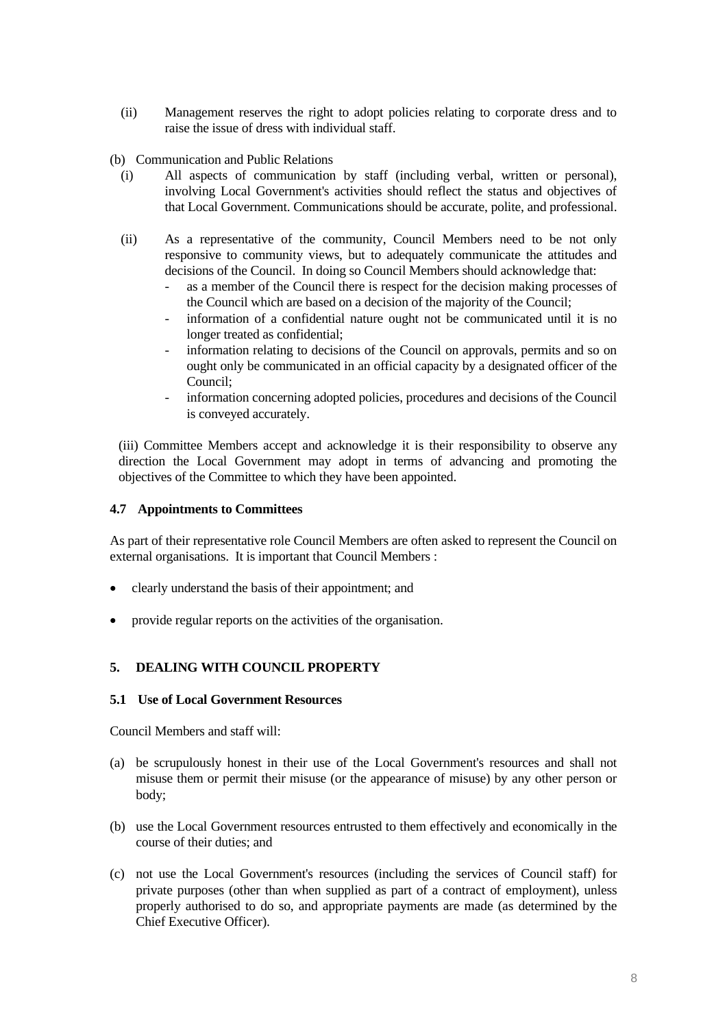(ii) Management reserves the right to adopt policies relating to corporate dress and to raise the issue of dress with individual staff.

(b) Communication and Public Relations

(i) All aspects of communication by staff (including verbal, written or personal), involving Local Government's activities should reflect the status and objectives of that Local Government. Communications should be accurate, polite, and professional.

(ii) As a representative of the community, Council Members need to be not only responsive to community views, but to adequately communicate the attitudes and decisions of the Council. In doing so Council Members should acknowledge that:

- as a member of the Council there is respect for the decision making processes of the Council which are based on a decision of the majority of the Council;
- information of a confidential nature ought not be communicated until it is no longer treated as confidential;
- information relating to decisions of the Council on approvals, permits and so on ought only be communicated in an official capacity by a designated officer of the Council;
- information concerning adopted policies, procedures and decisions of the Council is conveyed accurately.

(iii) Committee Members accept and acknowledge it is their responsibility to observe any direction the Local Government may adopt in terms of advancing and promoting the objectives of the Committee to which they have been appointed.

### 4.7 Appointments to Committees

As part of their representative role Council Members are often asked to represent the Council on external organisations. It is important that Council Members :

- clearly understand the basis of their appointment; and
- provide regular reports on the activities of the organisation.

## 5. DEALING WITH COUNCIL PROPERTY

### 5.1 Use of Local Government Resources

Council Members and staff will:

(a) be scrupulously honest in their use of the Local Government's resources and shall not misuse them or permit their misuse (or the appearance of misuse) by any other person or body;

(b) use the Local Government resources entrusted to them effectively and economically in the course of their duties; and

(c) not use the Local Government's resources (including the services of Council staff) for private purposes (other than when supplied as part of a contract of employment), unless properly authorised to do so, and appropriate payments are made (as determined by the Chief Executive Officer).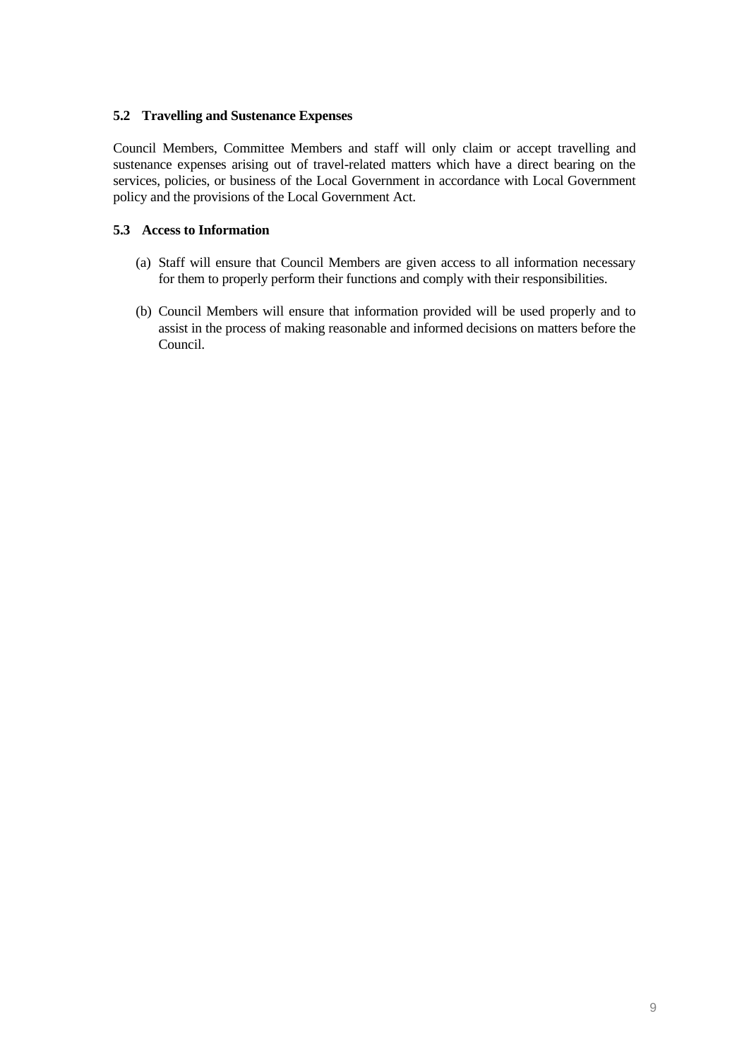### 5.2 Travelling and Sustenance Expenses

Council Members, Committee Members and staff will only claim or accept travelling and sustenance expenses arising out of travel-related matters which have a direct bearing on the services, policies, or business of the Local Government in accordance with Local Government policy and the provisions of the Local Government Act.

### 5.3 Access to Information

(a) Staff will ensure that Council Members are given access to all information necessary for them to properly perform their functions and comply with their responsibilities.

(b) Council Members will ensure that information provided will be used properly and to assist in the process of making reasonable and informed decisions on matters before the Council.